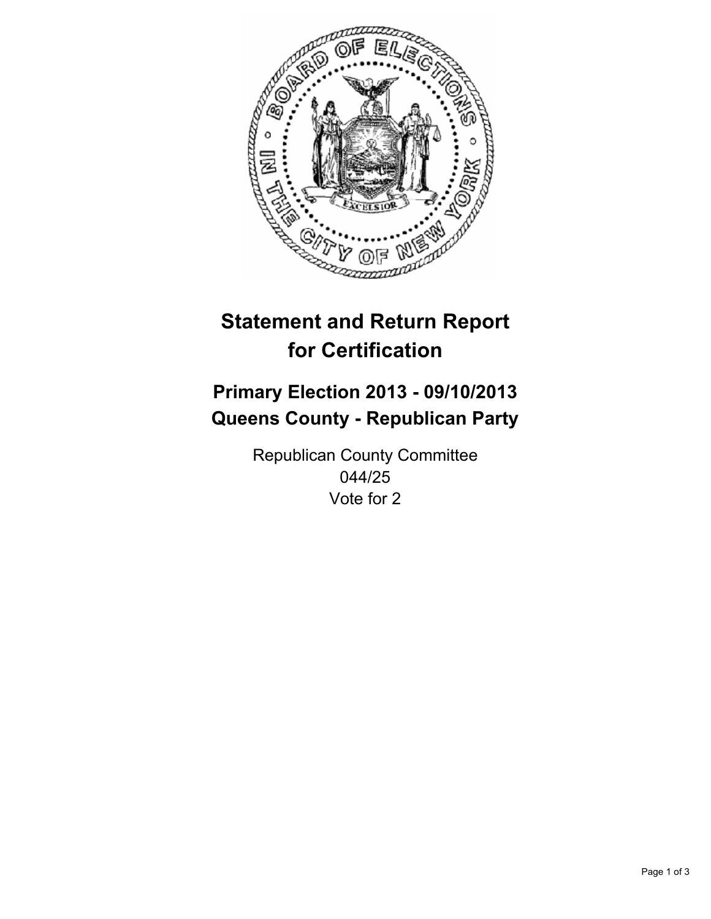# Statement and Return Report for Certification

## Primary Election 2013 - 09/10/2013
## Queens County - Republican Party

Republican County Committee
044/25
Vote for 2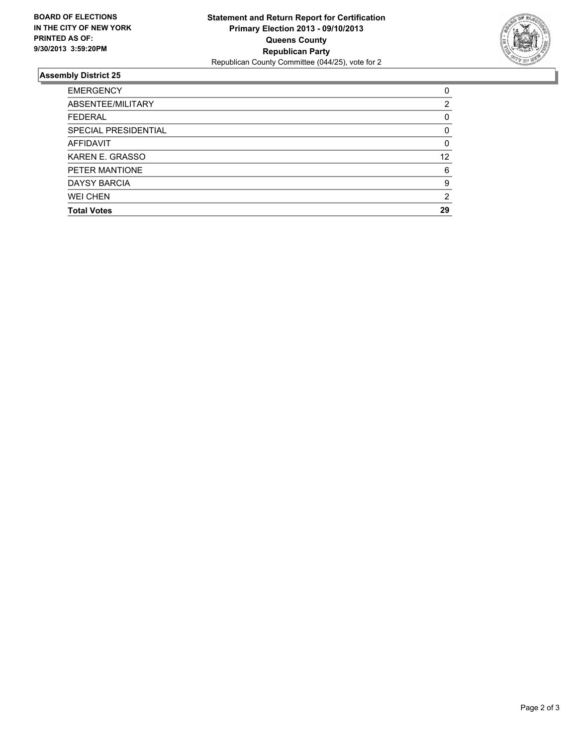**BOARD OF ELECTIONS IN THE CITY OF NEW YORK PRINTED AS OF: 9/30/2013 3:59:20PM**

**Statement and Return Report for Certification**
**Primary Election 2013 - 09/10/2013**
**Queens County**
**Republican Party**
Republican County Committee (044/25), vote for 2

## Assembly District 25

| | |
|---|---|
| EMERGENCY | 0 |
| ABSENTEE/MILITARY | 2 |
| FEDERAL | 0 |
| SPECIAL PRESIDENTIAL | 0 |
| AFFIDAVIT | 0 |
| KAREN E. GRASSO | 12 |
| PETER MANTIONE | 6 |
| DAYSY BARCIA | 9 |
| WEI CHEN | 2 |
| **Total Votes** | **29** |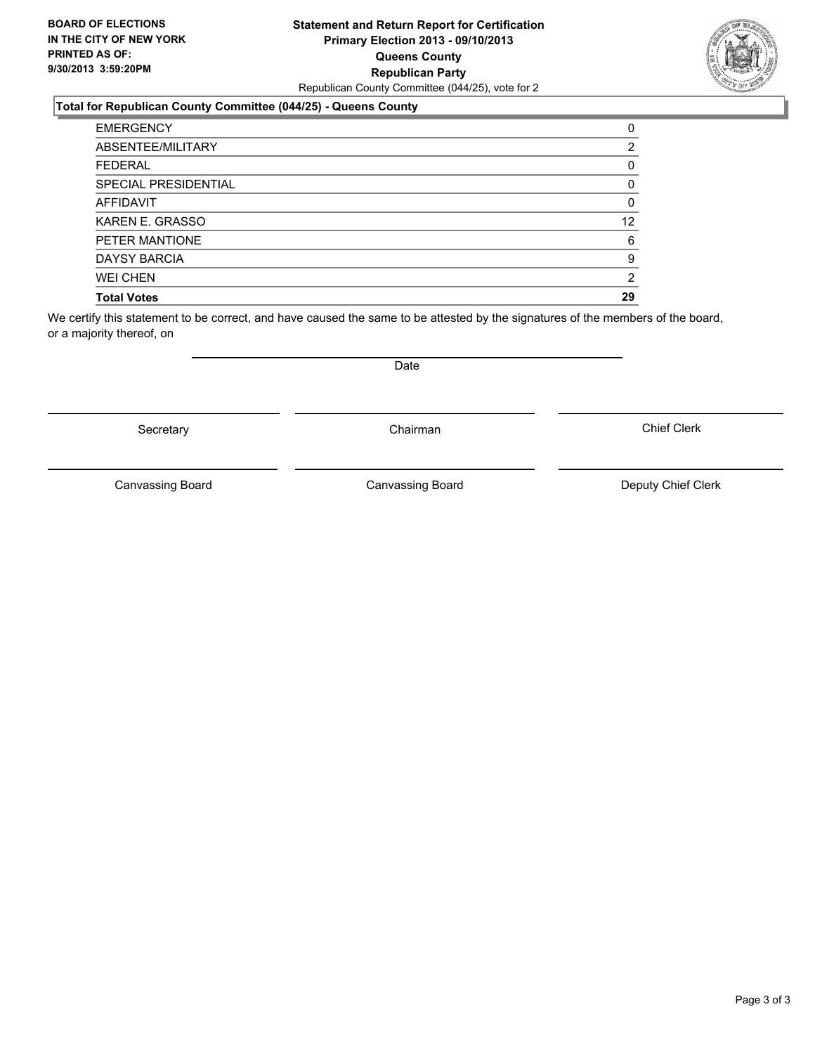**BOARD OF ELECTIONS IN THE CITY OF NEW YORK PRINTED AS OF: 9/30/2013 3:59:20PM**

**Statement and Return Report for Certification**
**Primary Election 2013 - 09/10/2013**
**Queens County**
**Republican Party**
Republican County Committee (044/25), vote for 2

**Total for Republican County Committee (044/25) - Queens County**

| | |
|---|---|
| EMERGENCY | 0 |
| ABSENTEE/MILITARY | 2 |
| FEDERAL | 0 |
| SPECIAL PRESIDENTIAL | 0 |
| AFFIDAVIT | 0 |
| KAREN E. GRASSO | 12 |
| PETER MANTIONE | 6 |
| DAYSY BARCIA | 9 |
| WEI CHEN | 2 |
| **Total Votes** | **29** |

We certify this statement to be correct, and have caused the same to be attested by the signatures of the members of the board, or a majority thereof, on

Date

Secretary

Chairman

Chief Clerk

Canvassing Board

Canvassing Board

Deputy Chief Clerk